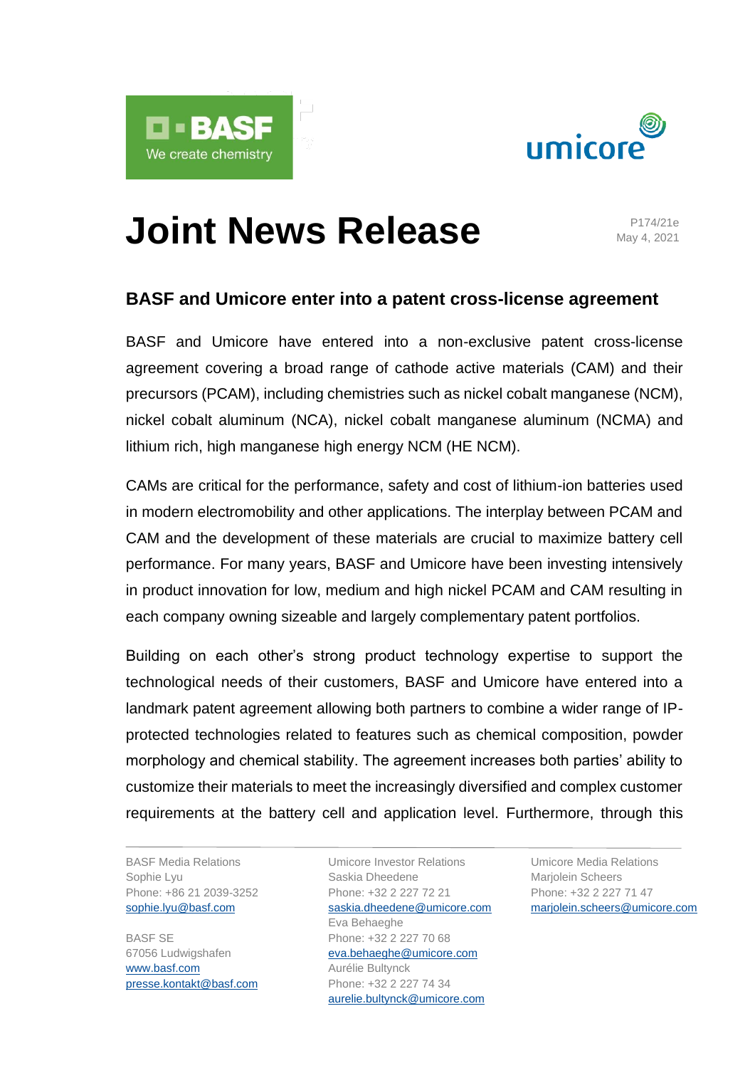# Joint News Release

P174/21e
May 4, 2021

## BASF and Umicore enter into a patent cross-license agreement

BASF and Umicore have entered into a non-exclusive patent cross-license agreement covering a broad range of cathode active materials (CAM) and their precursors (PCAM), including chemistries such as nickel cobalt manganese (NCM), nickel cobalt aluminum (NCA), nickel cobalt manganese aluminum (NCMA) and lithium rich, high manganese high energy NCM (HE NCM).

CAMs are critical for the performance, safety and cost of lithium-ion batteries used in modern electromobility and other applications. The interplay between PCAM and CAM and the development of these materials are crucial to maximize battery cell performance. For many years, BASF and Umicore have been investing intensively in product innovation for low, medium and high nickel PCAM and CAM resulting in each company owning sizeable and largely complementary patent portfolios.

Building on each other's strong product technology expertise to support the technological needs of their customers, BASF and Umicore have entered into a landmark patent agreement allowing both partners to combine a wider range of IP-protected technologies related to features such as chemical composition, powder morphology and chemical stability. The agreement increases both parties' ability to customize their materials to meet the increasingly diversified and complex customer requirements at the battery cell and application level. Furthermore, through this

---

BASF Media Relations
Sophie Lyu
Phone: +86 21 2039-3252
sophie.lyu@basf.com

BASF SE
67056 Ludwigshafen
www.basf.com
presse.kontakt@basf.com

Umicore Investor Relations
Saskia Dheedene
Phone: +32 2 227 72 21
saskia.dheedene@umicore.com
Eva Behaeghe
Phone: +32 2 227 70 68
eva.behaeghe@umicore.com
Aurélie Bultynck
Phone: +32 2 227 74 34
aurelie.bultynck@umicore.com

Umicore Media Relations
Marjolein Scheers
Phone: +32 2 227 71 47
marjolein.scheers@umicore.com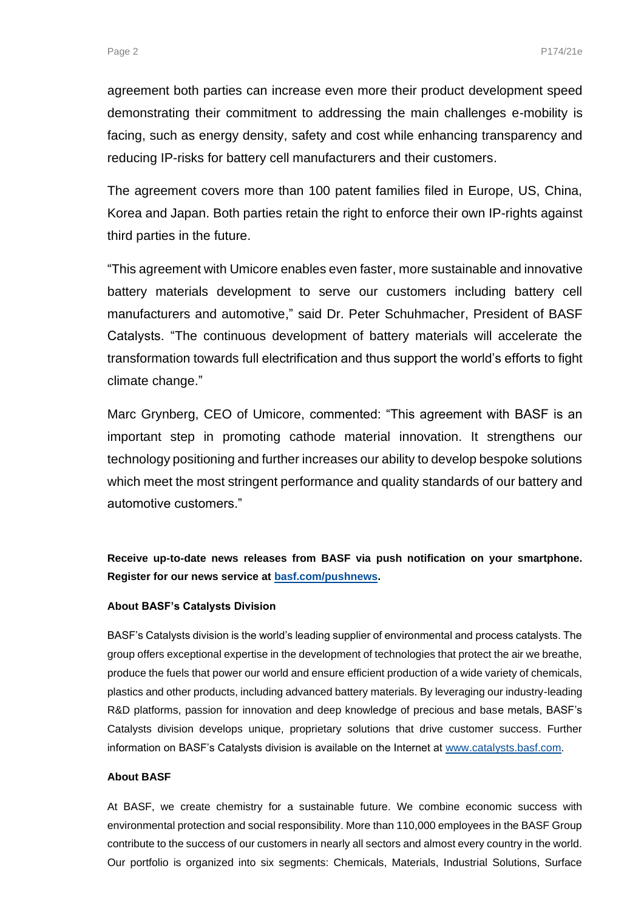agreement both parties can increase even more their product development speed demonstrating their commitment to addressing the main challenges e-mobility is facing, such as energy density, safety and cost while enhancing transparency and reducing IP-risks for battery cell manufacturers and their customers.

The agreement covers more than 100 patent families filed in Europe, US, China, Korea and Japan. Both parties retain the right to enforce their own IP-rights against third parties in the future.

"This agreement with Umicore enables even faster, more sustainable and innovative battery materials development to serve our customers including battery cell manufacturers and automotive," said Dr. Peter Schuhmacher, President of BASF Catalysts. "The continuous development of battery materials will accelerate the transformation towards full electrification and thus support the world's efforts to fight climate change."

Marc Grynberg, CEO of Umicore, commented: "This agreement with BASF is an important step in promoting cathode material innovation. It strengthens our technology positioning and further increases our ability to develop bespoke solutions which meet the most stringent performance and quality standards of our battery and automotive customers."

**Receive up-to-date news releases from BASF via push notification on your smartphone. Register for our news service at [basf.com/pushnews](basf.com/pushnews).**

**About BASF's Catalysts Division**

BASF's Catalysts division is the world's leading supplier of environmental and process catalysts. The group offers exceptional expertise in the development of technologies that protect the air we breathe, produce the fuels that power our world and ensure efficient production of a wide variety of chemicals, plastics and other products, including advanced battery materials. By leveraging our industry-leading R&D platforms, passion for innovation and deep knowledge of precious and base metals, BASF's Catalysts division develops unique, proprietary solutions that drive customer success. Further information on BASF's Catalysts division is available on the Internet at [www.catalysts.basf.com](www.catalysts.basf.com).

**About BASF**

At BASF, we create chemistry for a sustainable future. We combine economic success with environmental protection and social responsibility. More than 110,000 employees in the BASF Group contribute to the success of our customers in nearly all sectors and almost every country in the world. Our portfolio is organized into six segments: Chemicals, Materials, Industrial Solutions, Surface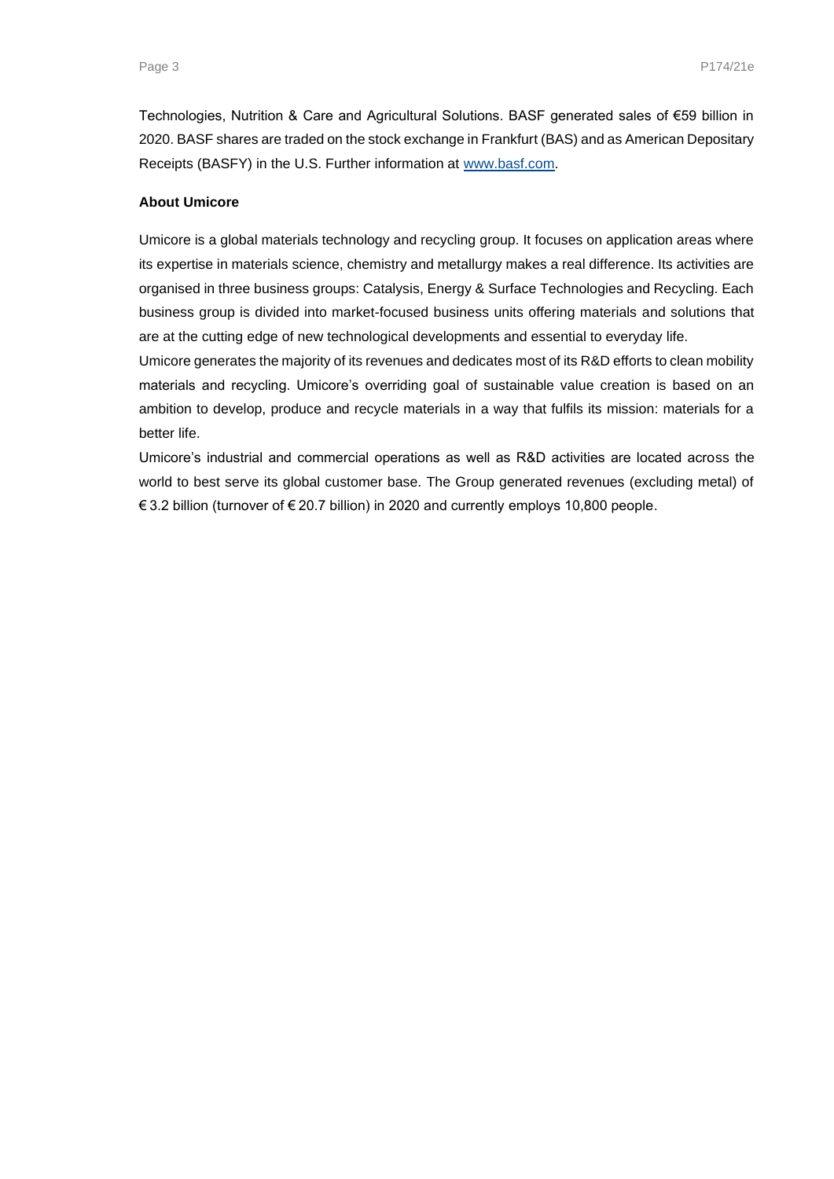Technologies, Nutrition & Care and Agricultural Solutions. BASF generated sales of €59 billion in 2020. BASF shares are traded on the stock exchange in Frankfurt (BAS) and as American Depositary Receipts (BASFY) in the U.S. Further information at [www.basf.com](http://www.basf.com).

**About Umicore**

Umicore is a global materials technology and recycling group. It focuses on application areas where its expertise in materials science, chemistry and metallurgy makes a real difference. Its activities are organised in three business groups: Catalysis, Energy & Surface Technologies and Recycling. Each business group is divided into market-focused business units offering materials and solutions that are at the cutting edge of new technological developments and essential to everyday life.

Umicore generates the majority of its revenues and dedicates most of its R&D efforts to clean mobility materials and recycling. Umicore's overriding goal of sustainable value creation is based on an ambition to develop, produce and recycle materials in a way that fulfils its mission: materials for a better life.

Umicore's industrial and commercial operations as well as R&D activities are located across the world to best serve its global customer base. The Group generated revenues (excluding metal) of € 3.2 billion (turnover of € 20.7 billion) in 2020 and currently employs 10,800 people.